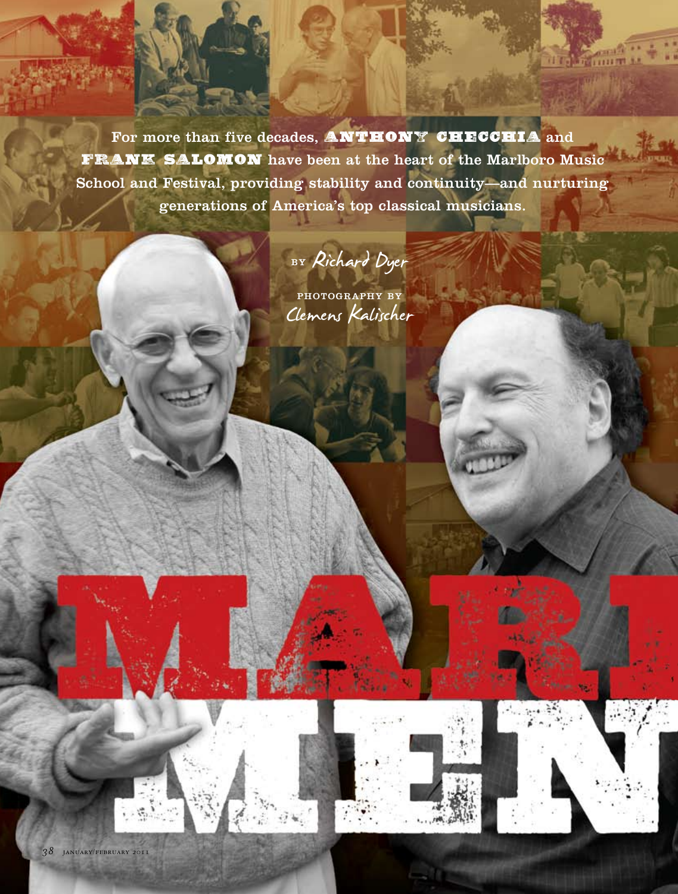# MARLBORO MEN

For more than five decades, **ANTHONY CHECCHIA** and **FRANK SALOMON** have been at the heart of the Marlboro Music School and Festival, providing stability and continuity—and nurturing generations of America's top classical musicians.

BY *Richard Dyer*

PHOTOGRAPHY BY *Clemens Kalischer*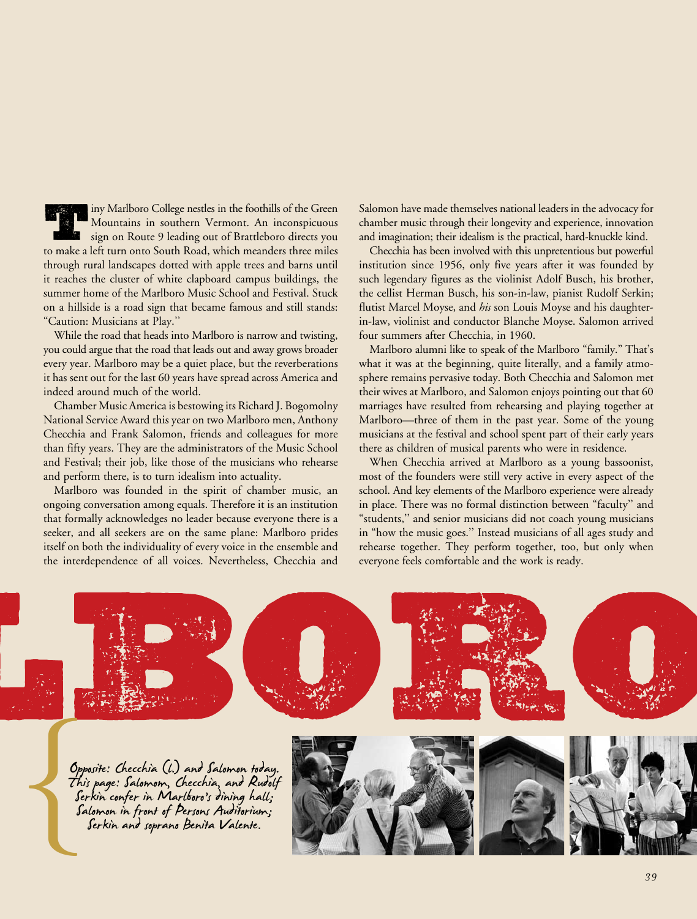Tiny Marlboro College nestles in the foothills of the Green Mountains in southern Vermont. An inconspicuous sign on Route 9 leading out of Brattleboro directs you to make a left turn onto South Road, which meanders three miles through rural landscapes dotted with apple trees and barns until it reaches the cluster of white clapboard campus buildings, the summer home of the Marlboro Music School and Festival. Stuck on a hillside is a road sign that became famous and still stands: "Caution: Musicians at Play."

While the road that heads into Marlboro is narrow and twisting, you could argue that the road that leads out and away grows broader every year. Marlboro may be a quiet place, but the reverberations it has sent out for the last 60 years have spread across America and indeed around much of the world.

Chamber Music America is bestowing its Richard J. Bogomolny National Service Award this year on two Marlboro men, Anthony Checchia and Frank Salomon, friends and colleagues for more than fifty years. They are the administrators of the Music School and Festival; their job, like those of the musicians who rehearse and perform there, is to turn idealism into actuality.

Marlboro was founded in the spirit of chamber music, an ongoing conversation among equals. Therefore it is an institution that formally acknowledges no leader because everyone there is a seeker, and all seekers are on the same plane: Marlboro prides itself on both the individuality of every voice in the ensemble and the interdependence of all voices. Nevertheless, Checchia and Salomon have made themselves national leaders in the advocacy for chamber music through their longevity and experience, innovation and imagination; their idealism is the practical, hard-knuckle kind.

Checchia has been involved with this unpretentious but powerful institution since 1956, only five years after it was founded by such legendary figures as the violinist Adolf Busch, his brother, the cellist Herman Busch, his son-in-law, pianist Rudolf Serkin; flutist Marcel Moyse, and *his* son Louis Moyse and his daughter-in-law, violinist and conductor Blanche Moyse. Salomon arrived four summers after Checchia, in 1960.

Marlboro alumni like to speak of the Marlboro "family." That's what it was at the beginning, quite literally, and a family atmosphere remains pervasive today. Both Checchia and Salomon met their wives at Marlboro, and Salomon enjoys pointing out that 60 marriages have resulted from rehearsing and playing together at Marlboro—three of them in the past year. Some of the young musicians at the festival and school spent part of their early years there as children of musical parents who were in residence.

When Checchia arrived at Marlboro as a young bassoonist, most of the founders were still very active in every aspect of the school. And key elements of the Marlboro experience were already in place. There was no formal distinction between "faculty" and "students," and senior musicians did not coach young musicians in "how the music goes." Instead musicians of all ages study and rehearse together. They perform together, too, but only when everyone feels comfortable and the work is ready.

LBORO

Opposite: Checchia (l.) and Salomon today. This page: Salomom, Checchia, and Rudolf Serkin confer in Marlboro's dining hall; Salomon in front of Persons Auditorium; Serkin and soprano Benita Valente.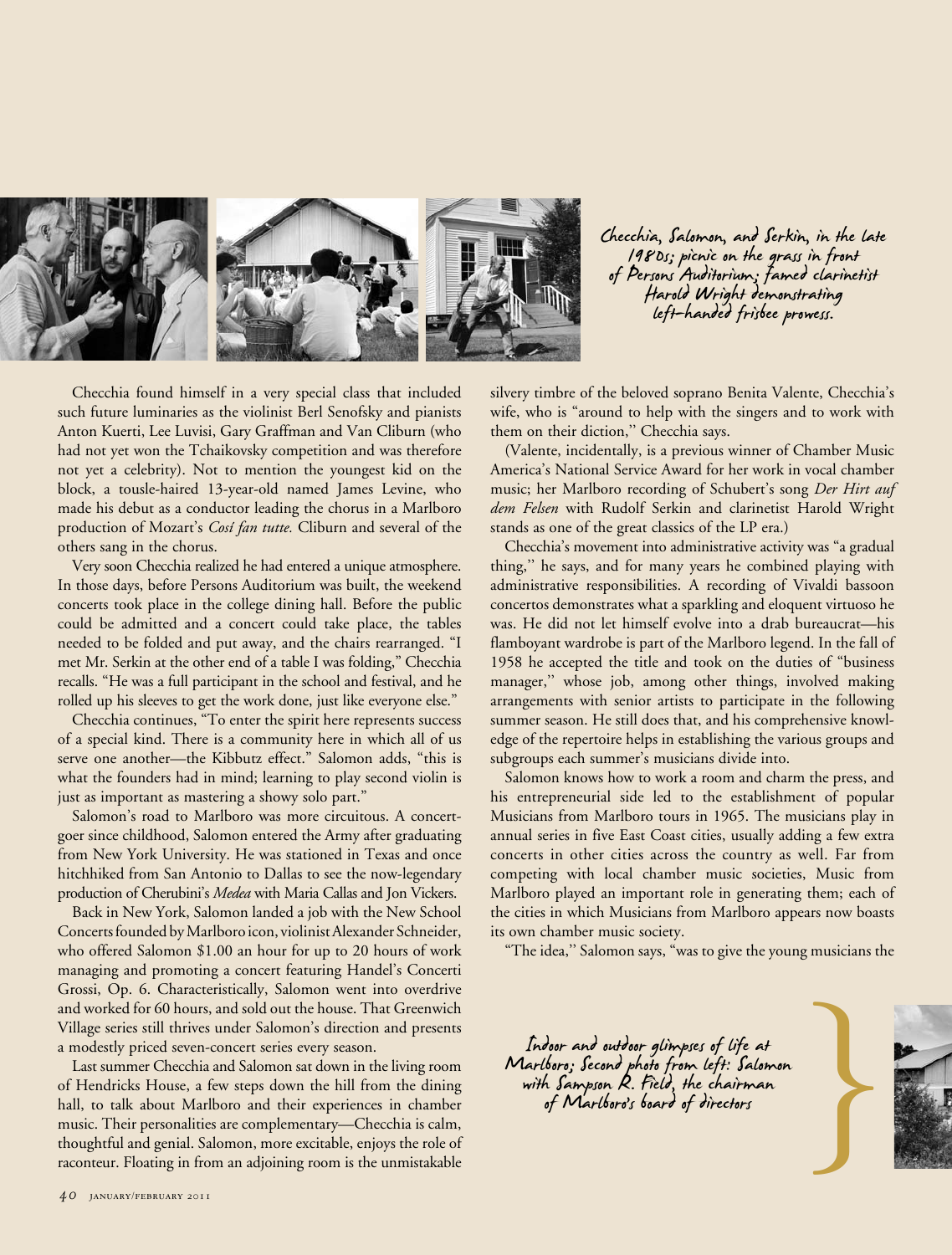Checchia, Salomon, and Serkin, in the late 1980s; picnic on the grass in front of Persons Auditorium; famed clarinetist Harold Wright demonstrating left-handed frisbee prowess.

Checchia found himself in a very special class that included such future luminaries as the violinist Berl Senofsky and pianists Anton Kuerti, Lee Luvisi, Gary Graffman and Van Cliburn (who had not yet won the Tchaikovsky competition and was therefore not yet a celebrity). Not to mention the youngest kid on the block, a tousle-haired 13-year-old named James Levine, who made his debut as a conductor leading the chorus in a Marlboro production of Mozart's *Così fan tutte.* Cliburn and several of the others sang in the chorus.

Very soon Checchia realized he had entered a unique atmosphere. In those days, before Persons Auditorium was built, the weekend concerts took place in the college dining hall. Before the public could be admitted and a concert could take place, the tables needed to be folded and put away, and the chairs rearranged. "I met Mr. Serkin at the other end of a table I was folding," Checchia recalls. "He was a full participant in the school and festival, and he rolled up his sleeves to get the work done, just like everyone else."

Checchia continues, "To enter the spirit here represents success of a special kind. There is a community here in which all of us serve one another—the Kibbutz effect." Salomon adds, "this is what the founders had in mind; learning to play second violin is just as important as mastering a showy solo part."

Salomon's road to Marlboro was more circuitous. A concertgoer since childhood, Salomon entered the Army after graduating from New York University. He was stationed in Texas and once hitchhiked from San Antonio to Dallas to see the now-legendary production of Cherubini's *Medea* with Maria Callas and Jon Vickers.

Back in New York, Salomon landed a job with the New School Concerts founded by Marlboro icon, violinist Alexander Schneider, who offered Salomon $1.00 an hour for up to 20 hours of work managing and promoting a concert featuring Handel's Concerti Grossi, Op. 6. Characteristically, Salomon went into overdrive and worked for 60 hours, and sold out the house. That Greenwich Village series still thrives under Salomon's direction and presents a modestly priced seven-concert series every season.

Last summer Checchia and Salomon sat down in the living room of Hendricks House, a few steps down the hill from the dining hall, to talk about Marlboro and their experiences in chamber music. Their personalities are complementary—Checchia is calm, thoughtful and genial. Salomon, more excitable, enjoys the role of raconteur. Floating in from an adjoining room is the unmistakable silvery timbre of the beloved soprano Benita Valente, Checchia's wife, who is "around to help with the singers and to work with them on their diction," Checchia says.

(Valente, incidentally, is a previous winner of Chamber Music America's National Service Award for her work in vocal chamber music; her Marlboro recording of Schubert's song *Der Hirt auf dem Felsen* with Rudolf Serkin and clarinetist Harold Wright stands as one of the great classics of the LP era.)

Checchia's movement into administrative activity was "a gradual thing," he says, and for many years he combined playing with administrative responsibilities. A recording of Vivaldi bassoon concertos demonstrates what a sparkling and eloquent virtuoso he was. He did not let himself evolve into a drab bureaucrat—his flamboyant wardrobe is part of the Marlboro legend. In the fall of 1958 he accepted the title and took on the duties of "business manager," whose job, among other things, involved making arrangements with senior artists to participate in the following summer season. He still does that, and his comprehensive knowledge of the repertoire helps in establishing the various groups and subgroups each summer's musicians divide into.

Salomon knows how to work a room and charm the press, and his entrepreneurial side led to the establishment of popular Musicians from Marlboro tours in 1965. The musicians play in annual series in five East Coast cities, usually adding a few extra concerts in other cities across the country as well. Far from competing with local chamber music societies, Music from Marlboro played an important role in generating them; each of the cities in which Musicians from Marlboro appears now boasts its own chamber music society.

"The idea," Salomon says, "was to give the young musicians the

Indoor and outdoor glimpses of life at Marlboro; Second photo from left: Salomon with Sampson R. Field, the chairman of Marlboro's board of directors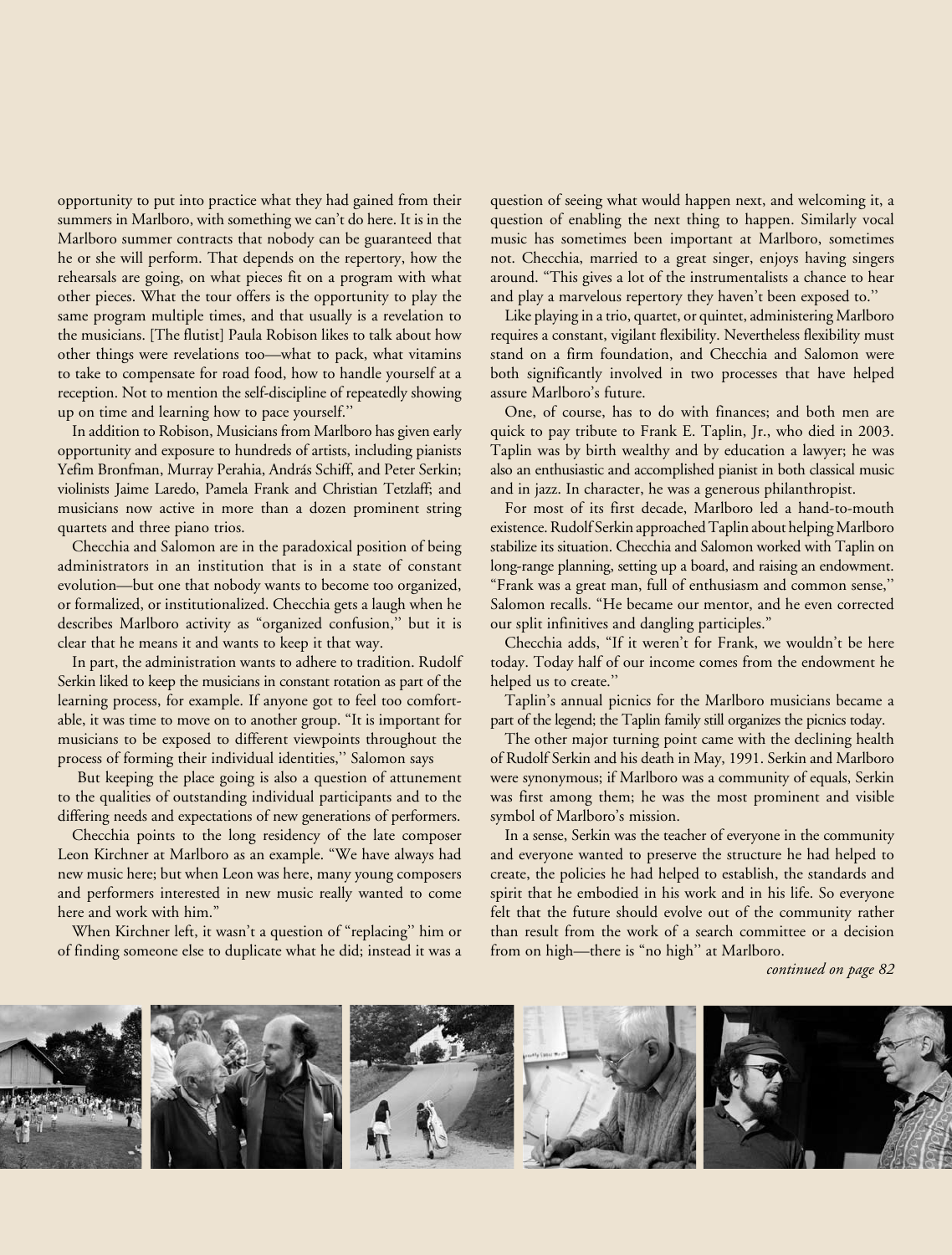opportunity to put into practice what they had gained from their summers in Marlboro, with something we can't do here. It is in the Marlboro summer contracts that nobody can be guaranteed that he or she will perform. That depends on the repertory, how the rehearsals are going, on what pieces fit on a program with what other pieces. What the tour offers is the opportunity to play the same program multiple times, and that usually is a revelation to the musicians. [The flutist] Paula Robison likes to talk about how other things were revelations too—what to pack, what vitamins to take to compensate for road food, how to handle yourself at a reception. Not to mention the self-discipline of repeatedly showing up on time and learning how to pace yourself.''

In addition to Robison, Musicians from Marlboro has given early opportunity and exposure to hundreds of artists, including pianists Yefim Bronfman, Murray Perahia, András Schiff, and Peter Serkin; violinists Jaime Laredo, Pamela Frank and Christian Tetzlaff; and musicians now active in more than a dozen prominent string quartets and three piano trios.

Checchia and Salomon are in the paradoxical position of being administrators in an institution that is in a state of constant evolution—but one that nobody wants to become too organized, or formalized, or institutionalized. Checchia gets a laugh when he describes Marlboro activity as "organized confusion,'' but it is clear that he means it and wants to keep it that way.

In part, the administration wants to adhere to tradition. Rudolf Serkin liked to keep the musicians in constant rotation as part of the learning process, for example. If anyone got to feel too comfortable, it was time to move on to another group. "It is important for musicians to be exposed to different viewpoints throughout the process of forming their individual identities,'' Salomon says

But keeping the place going is also a question of attunement to the qualities of outstanding individual participants and to the differing needs and expectations of new generations of performers.

Checchia points to the long residency of the late composer Leon Kirchner at Marlboro as an example. "We have always had new music here; but when Leon was here, many young composers and performers interested in new music really wanted to come here and work with him.''

When Kirchner left, it wasn't a question of "replacing'' him or of finding someone else to duplicate what he did; instead it was a question of seeing what would happen next, and welcoming it, a question of enabling the next thing to happen. Similarly vocal music has sometimes been important at Marlboro, sometimes not. Checchia, married to a great singer, enjoys having singers around. "This gives a lot of the instrumentalists a chance to hear and play a marvelous repertory they haven't been exposed to.''

Like playing in a trio, quartet, or quintet, administering Marlboro requires a constant, vigilant flexibility. Nevertheless flexibility must stand on a firm foundation, and Checchia and Salomon were both significantly involved in two processes that have helped assure Marlboro's future.

One, of course, has to do with finances; and both men are quick to pay tribute to Frank E. Taplin, Jr., who died in 2003. Taplin was by birth wealthy and by education a lawyer; he was also an enthusiastic and accomplished pianist in both classical music and in jazz. In character, he was a generous philanthropist.

For most of its first decade, Marlboro led a hand-to-mouth existence. Rudolf Serkin approached Taplin about helping Marlboro stabilize its situation. Checchia and Salomon worked with Taplin on long-range planning, setting up a board, and raising an endowment. "Frank was a great man, full of enthusiasm and common sense,'' Salomon recalls. "He became our mentor, and he even corrected our split infinitives and dangling participles.''

Checchia adds, "If it weren't for Frank, we wouldn't be here today. Today half of our income comes from the endowment he helped us to create.''

Taplin's annual picnics for the Marlboro musicians became a part of the legend; the Taplin family still organizes the picnics today.

The other major turning point came with the declining health of Rudolf Serkin and his death in May, 1991. Serkin and Marlboro were synonymous; if Marlboro was a community of equals, Serkin was first among them; he was the most prominent and visible symbol of Marlboro's mission.

In a sense, Serkin was the teacher of everyone in the community and everyone wanted to preserve the structure he had helped to create, the policies he had helped to establish, the standards and spirit that he embodied in his work and in his life. So everyone felt that the future should evolve out of the community rather than result from the work of a search committee or a decision from on high—there is "no high'' at Marlboro.

*continued on page 82*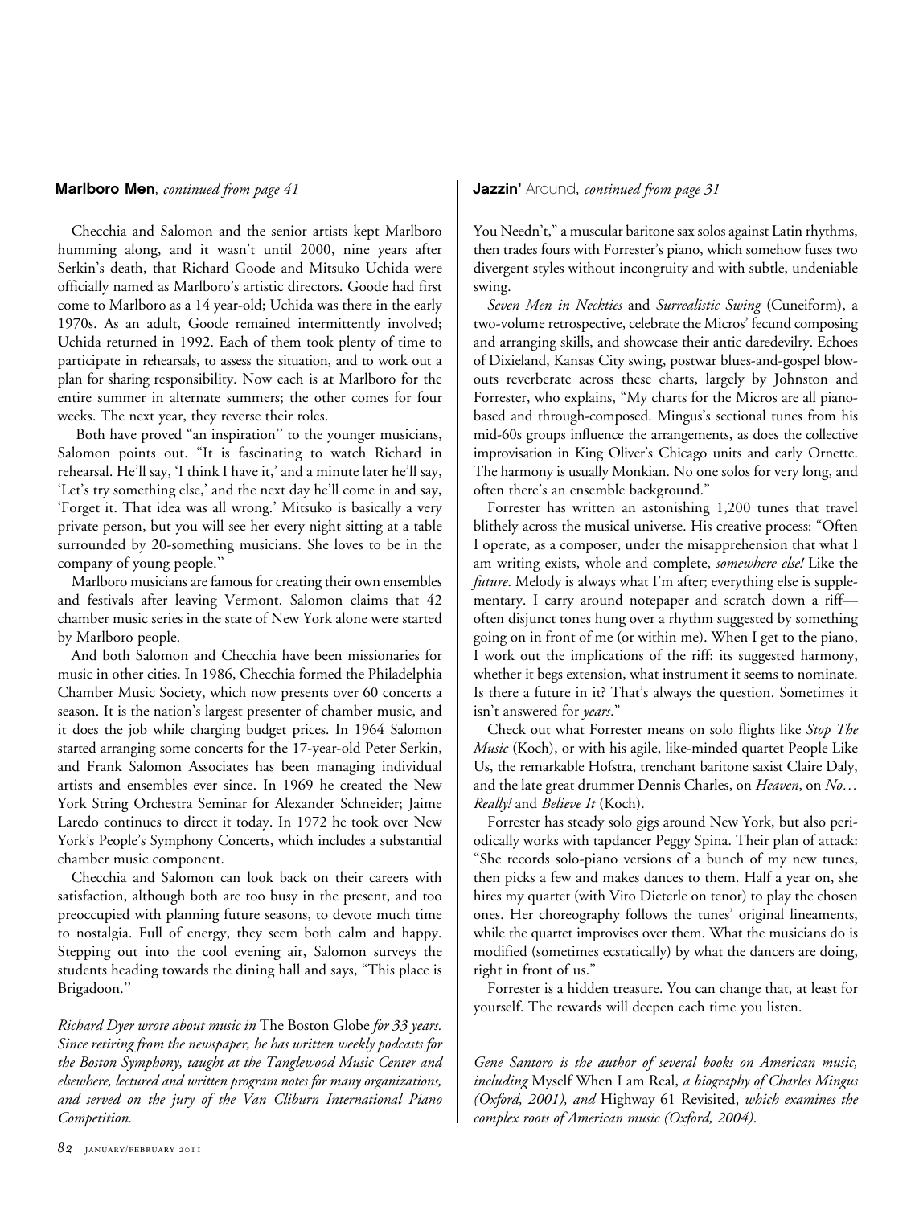**Marlboro Men**, *continued from page 41*

Checchia and Salomon and the senior artists kept Marlboro humming along, and it wasn't until 2000, nine years after Serkin's death, that Richard Goode and Mitsuko Uchida were officially named as Marlboro's artistic directors. Goode had first come to Marlboro as a 14 year-old; Uchida was there in the early 1970s. As an adult, Goode remained intermittently involved; Uchida returned in 1992. Each of them took plenty of time to participate in rehearsals, to assess the situation, and to work out a plan for sharing responsibility. Now each is at Marlboro for the entire summer in alternate summers; the other comes for four weeks. The next year, they reverse their roles.

Both have proved "an inspiration" to the younger musicians, Salomon points out. "It is fascinating to watch Richard in rehearsal. He'll say, 'I think I have it,' and a minute later he'll say, 'Let's try something else,' and the next day he'll come in and say, 'Forget it. That idea was all wrong.' Mitsuko is basically a very private person, but you will see her every night sitting at a table surrounded by 20-something musicians. She loves to be in the company of young people."

Marlboro musicians are famous for creating their own ensembles and festivals after leaving Vermont. Salomon claims that 42 chamber music series in the state of New York alone were started by Marlboro people.

And both Salomon and Checchia have been missionaries for music in other cities. In 1986, Checchia formed the Philadelphia Chamber Music Society, which now presents over 60 concerts a season. It is the nation's largest presenter of chamber music, and it does the job while charging budget prices. In 1964 Salomon started arranging some concerts for the 17-year-old Peter Serkin, and Frank Salomon Associates has been managing individual artists and ensembles ever since. In 1969 he created the New York String Orchestra Seminar for Alexander Schneider; Jaime Laredo continues to direct it today. In 1972 he took over New York's People's Symphony Concerts, which includes a substantial chamber music component.

Checchia and Salomon can look back on their careers with satisfaction, although both are too busy in the present, and too preoccupied with planning future seasons, to devote much time to nostalgia. Full of energy, they seem both calm and happy. Stepping out into the cool evening air, Salomon surveys the students heading towards the dining hall and says, "This place is Brigadoon."

*Richard Dyer wrote about music in* The Boston Globe *for 33 years. Since retiring from the newspaper, he has written weekly podcasts for the Boston Symphony, taught at the Tanglewood Music Center and elsewhere, lectured and written program notes for many organizations, and served on the jury of the Van Cliburn International Piano Competition.*

**Jazzin'** Around, *continued from page 31*

You Needn't," a muscular baritone sax solos against Latin rhythms, then trades fours with Forrester's piano, which somehow fuses two divergent styles without incongruity and with subtle, undeniable swing.

*Seven Men in Neckties* and *Surrealistic Swing* (Cuneiform), a two-volume retrospective, celebrate the Micros' fecund composing and arranging skills, and showcase their antic daredevilry. Echoes of Dixieland, Kansas City swing, postwar blues-and-gospel blowouts reverberate across these charts, largely by Johnston and Forrester, who explains, "My charts for the Micros are all piano-based and through-composed. Mingus's sectional tunes from his mid-60s groups influence the arrangements, as does the collective improvisation in King Oliver's Chicago units and early Ornette. The harmony is usually Monkian. No one solos for very long, and often there's an ensemble background."

Forrester has written an astonishing 1,200 tunes that travel blithely across the musical universe. His creative process: "Often I operate, as a composer, under the misapprehension that what I am writing exists, whole and complete, *somewhere else!* Like the *future*. Melody is always what I'm after; everything else is supplementary. I carry around notepaper and scratch down a riff—often disjunct tones hung over a rhythm suggested by something going on in front of me (or within me). When I get to the piano, I work out the implications of the riff: its suggested harmony, whether it begs extension, what instrument it seems to nominate. Is there a future in it? That's always the question. Sometimes it isn't answered for *years*."

Check out what Forrester means on solo flights like *Stop The Music* (Koch), or with his agile, like-minded quartet People Like Us, the remarkable Hofstra, trenchant baritone saxist Claire Daly, and the late great drummer Dennis Charles, on *Heaven*, on *No… Really!* and *Believe It* (Koch).

Forrester has steady solo gigs around New York, but also periodically works with tapdancer Peggy Spina. Their plan of attack: "She records solo-piano versions of a bunch of my new tunes, then picks a few and makes dances to them. Half a year on, she hires my quartet (with Vito Dieterle on tenor) to play the chosen ones. Her choreography follows the tunes' original lineaments, while the quartet improvises over them. What the musicians do is modified (sometimes ecstatically) by what the dancers are doing, right in front of us."

Forrester is a hidden treasure. You can change that, at least for yourself. The rewards will deepen each time you listen.

*Gene Santoro is the author of several books on American music, including* Myself When I am Real, *a biography of Charles Mingus (Oxford, 2001), and* Highway 61 Revisited, *which examines the complex roots of American music (Oxford, 2004).*